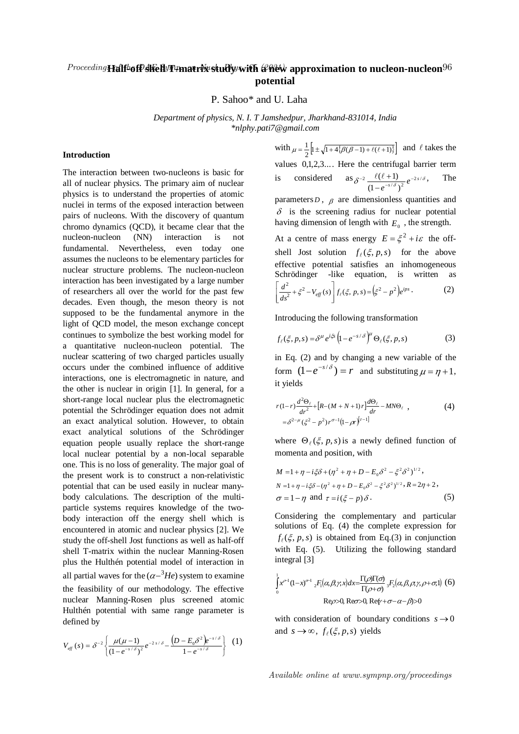# Half-off shell T-matrix study with a new approximation to nucleon-nucleon potential

P. Sahoo* and U. Laha

*Department of physics, N. I. T Jamshedpur, Jharkhand-831014, India*
*\*nlphy.pati7@gmail.com*

## Introduction

The interaction between two-nucleons is basic for all of nuclear physics. The primary aim of nuclear physics is to understand the properties of atomic nuclei in terms of the exposed interaction between pairs of nucleons. With the discovery of quantum chromo dynamics (QCD), it became clear that the nucleon-nucleon (NN) interaction is not fundamental. Nevertheless, even today one assumes the nucleons to be elementary particles for nuclear structure problems. The nucleon-nucleon interaction has been investigated by a large number of researchers all over the world for the past few decades. Even though, the meson theory is not supposed to be the fundamental anymore in the light of QCD model, the meson exchange concept continues to symbolize the best working model for a quantitative nucleon-nucleon potential. The nuclear scattering of two charged particles usually occurs under the combined influence of additive interactions, one is electromagnetic in nature, and the other is nuclear in origin [1]. In general, for a short-range local nuclear plus the electromagnetic potential the Schrödinger equation does not admit an exact analytical solution. However, to obtain exact analytical solutions of the Schrödinger equation people usually replace the short-range local nuclear potential by a non-local separable one. This is no loss of generality. The major goal of the present work is to construct a non-relativistic potential that can be used easily in nuclear many-body calculations. The description of the multi-particle systems requires knowledge of the two-body interaction off the energy shell which is encountered in atomic and nuclear physics [2]. We study the off-shell Jost functions as well as half-off shell T-matrix within the nuclear Manning-Rosen plus the Hulthén potential model of interaction in all partial waves for the $(\alpha-{}^3He)$ system to examine the feasibility of our methodology. The effective nuclear Manning-Rosen plus screened atomic Hulthén potential with same range parameter is defined by

$$V_{eff}(s)=\delta^{-2}\left\{\frac{\mu(\mu-1)}{(1-e^{-s/\delta})^2}e^{-2s/\delta}-\frac{(D-E_0\delta^2)e^{-s/\delta}}{1-e^{-s/\delta}}\right\} \quad (1)$$

with $\mu=\frac{1}{2}\left[1\pm\sqrt{1+4\{\beta(\beta-1)+\ell(\ell+1)\}}\right]$ and $\ell$ takes the values 0,1,2,3.... Here the centrifugal barrier term is considered as $\delta^{-2}\frac{\ell(\ell+1)}{(1-e^{-s/\delta})^2}e^{-2s/\delta}$, The parameters $D$, $\beta$ are dimensionless quantities and $\delta$ is the screening radius for nuclear potential having dimension of length with $E_0$, the strength.

At a centre of mass energy $E=\xi^2+i\varepsilon$ the off-shell Jost solution $f_\ell(\xi,p,s)$ for the above effective potential satisfies an inhomogeneous Schrödinger -like equation, is written as

$$\left[\frac{d^2}{ds^2}+\xi^2-V_{eff}(s)\right]f_\ell(\xi,p,s)=\left(\xi^2-p^2\right)e^{ips}. \quad (2)$$

Introducing the following transformation

$$f_\ell(\xi,p,s)=\delta^{\mu}e^{i\xi s}\left(1-e^{-s/\delta}\right)^{\mu}\Theta_\ell(\xi,p,s) \quad (3)$$

in Eq. (2) and by changing a new variable of the form $(1-e^{-s/\delta})=r$ and substituting $\mu=\eta+1$, it yields

$$r(1-r)\frac{d^2\Theta_\ell}{dr^2}+\left[R-(M+N+1)r\right]\frac{d\Theta_\ell}{dr}-MN\Theta_\ell \quad , \quad (4)$$
$$=\delta^{2-\mu}(\xi^2-p^2)r^{\sigma-1}(1-\rho r)^{[\tau-1]}$$

where $\Theta_\ell(\xi,p,s)$ is a newly defined function of momenta and position, with

$$M=1+\eta-i\xi\delta+(\eta^2+\eta+D-E_0\delta^2-\xi^2\delta^2)^{1/2},$$
$$N=1+\eta-i\xi\delta-(\eta^2+\eta+D-E_0\delta^2-\xi^2\delta^2)^{1/2},\ R=2\eta+2,$$
$$\sigma=1-\eta \text{ and } \tau=i(\xi-p)\delta. \quad (5)$$

Considering the complementary and particular solutions of Eq. (4) the complete expression for $f_\ell(\xi,p,s)$ is obtained from Eq.(3) in conjunction with Eq. (5). Utilizing the following standard integral [3]

$$\int_0^1 x^{\rho-1}(1-x)^{\sigma-1}\,{}_2F_1(\alpha,\beta;\gamma;x)dx=\frac{\Gamma(\rho)\Gamma(\sigma)}{\Gamma(\rho+\sigma)}\,{}_3F_2(\alpha,\beta,\rho;\gamma,\rho+\sigma;1) \quad (6)$$
$$\mathrm{Re}\rho>0,\ \mathrm{Re}\sigma>0,\ \mathrm{Re}(\gamma+\sigma-\alpha-\beta)>0$$

with consideration of boundary conditions $s\to 0$ and $s\to\infty$, $f_\ell(\xi,p,s)$ yields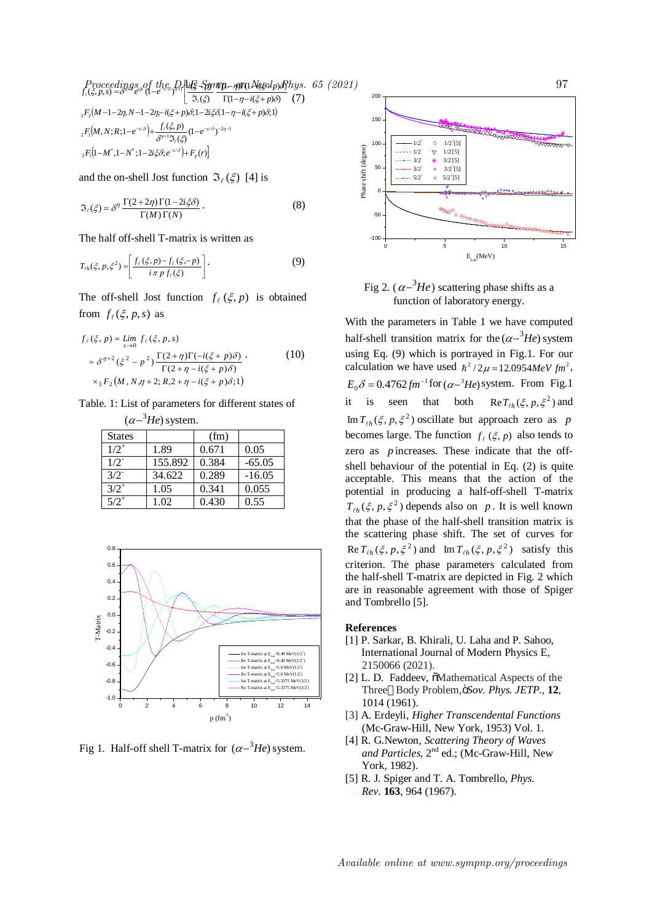$$f_\ell(\xi,p,s)=\delta^{\eta+1} e^{is}\left(1-e^{-s/\delta}\right)^{\eta+1}\left[\frac{\Gamma(2+2\eta)}{\Im_\ell(\xi)}\frac{\Gamma(1-\eta-i(\xi+p)\delta)}{\Gamma(1-\eta-i(\xi+p)\delta)}\right. \quad (7)$$

$${}_3F_2\left(M-1-2\eta, N-1-2\eta, -i(\xi+p)\delta; 1-2i\xi\delta, 1-\eta-i(\xi+p)\delta; 1\right)$$

$${}_2F_1\left(M,N;R;1-e^{-s/\delta}\right)+\frac{f_\ell(\xi,p)}{\delta^{\eta+1}\Im_\ell(\xi)}\left(1-e^{-s/\delta}\right)^{-2\eta-1}$$

$$\left.{}_2F_1\left(1-M^*,1-N^*;1-2i\xi\delta;e^{-s/\delta}\right)+F_p(r)\right]$$

and the on-shell Jost function $\Im_\ell(\xi)$ [4] is

$$\Im_\ell(\xi)=\delta^{\eta}\frac{\Gamma(2+2\eta)\,\Gamma(1-2i\xi\delta)}{\Gamma(M)\,\Gamma(N)}. \quad (8)$$

The half off-shell T-matrix is written as

$$T_{\ell h}(\xi,p,\xi^2)=\left[\frac{f_\ell(\xi,p)-f_\ell(\xi,-p)}{i\pi\,p\,f_\ell(\xi)}\right]. \quad (9)$$

The off-shell Jost function $f_\ell(\xi,p)$ is obtained from $f_\ell(\xi,p,s)$ as

$$\begin{aligned}f_\ell(\xi,p)&=\lim_{s\to 0} f_\ell(\xi,p,s)\\&=\delta^{\eta+2}(\xi^2-p^2)\frac{\Gamma(2+\eta)\Gamma(-i(\xi+p)\delta)}{\Gamma(2+\eta-i(\xi+p)\delta)}\\&\times{}_3F_2\left(M,N,\eta+2;R,2+\eta-i(\xi+p)\delta;1\right)\end{aligned} \quad (10)$$

Table. 1: List of parameters for different states of $(\alpha-{}^3He)$ system.

| States | | (fm) | |
|---|---|---|---|
| $1/2^+$ | 1.89 | 0.671 | 0.05 |
| $1/2^-$ | 155.892 | 0.384 | -65.05 |
| $3/2^-$ | 34.622 | 0.289 | -16.05 |
| $3/2^+$ | 1.05 | 0.341 | 0.055 |
| $5/2^+$ | 1.02 | 0.430 | 0.55 |

T-Matrix
p (fm⁻¹)
Im T-matrix at E_Lab=8.48 MeV(1/2⁺)
Re T-matrix at E_Lab=8.48 MeV(1/2⁺)
Im T-matrix at E_Lab=5.6 MeV(1/2⁻)
Re T-matrix at E_Lab=5.6 MeV(1/2⁻)
Im T-matrix at E_Lab=5.3375 MeV(3/2)
Re T-matrix at E_Lab=5.3375 MeV(3/2)

Fig 1. Half-off shell T-matrix for $(\alpha-{}^3He)$ system.

Phase shift (degree)
E_Lab(MeV)
1/2⁺ 1/2⁻ 3/2⁻ 3/2⁺ 5/2⁺
1/2⁺[5] 1/2⁻[5] 3/2⁻[5] 3/2⁺[5] 5/2⁺[5]

Fig 2. $(\alpha-{}^3He)$ scattering phase shifts as a function of laboratory energy.

With the parameters in Table 1 we have computed half-shell transition matrix for the $(\alpha-{}^3He)$ system using Eq. (9) which is portrayed in Fig.1. For our calculation we have used $\hbar^2/2\mu=12.0954\,MeV\,fm^2$, $E_0\delta=0.4762\,fm^{-1}$ for $(\alpha-{}^3He)$ system. From Fig.1 it is seen that both $\mathrm{Re}\,T_{\ell h}(\xi,p,\xi^2)$ and $\mathrm{Im}\,T_{\ell h}(\xi,p,\xi^2)$ oscillate but approach zero as $p$ becomes large. The function $f_\ell(\xi,p)$ also tends to zero as $p$ increases. These indicate that the off-shell behaviour of the potential in Eq. (2) is quite acceptable. This means that the action of the potential in producing a half-off-shell T-matrix $T_{\ell h}(\xi,p,\xi^2)$ depends also on $p$. It is well known that the phase of the half-shell transition matrix is the scattering phase shift. The set of curves for $\mathrm{Re}\,T_{\ell h}(\xi,p,\xi^2)$ and $\mathrm{Im}\,T_{\ell h}(\xi,p,\xi^2)$ satisfy this criterion. The phase parameters calculated from the half-shell T-matrix are depicted in Fig. 2 which are in reasonable agreement with those of Spiger and Tombrello [5].

## References

[1] P. Sarkar, B. Khirali, U. Laha and P. Sahoo, International Journal of Modern Physics E, 2150066 (2021).

[2] L. D. Faddeev, "Mathematical Aspects of the Three Body Problem," *Sov. Phys. JETP.*, **12**, 1014 (1961).

[3] A. Erdeyli, *Higher Transcendental Functions* (Mc-Graw-Hill, New York, 1953) Vol. 1.

[4] R. G.Newton, *Scattering Theory of Waves and Particles*, 2nd ed.; (Mc-Graw-Hill, New York, 1982).

[5] R. J. Spiger and T. A. Tombrello, *Phys. Rev.* **163**, 964 (1967).